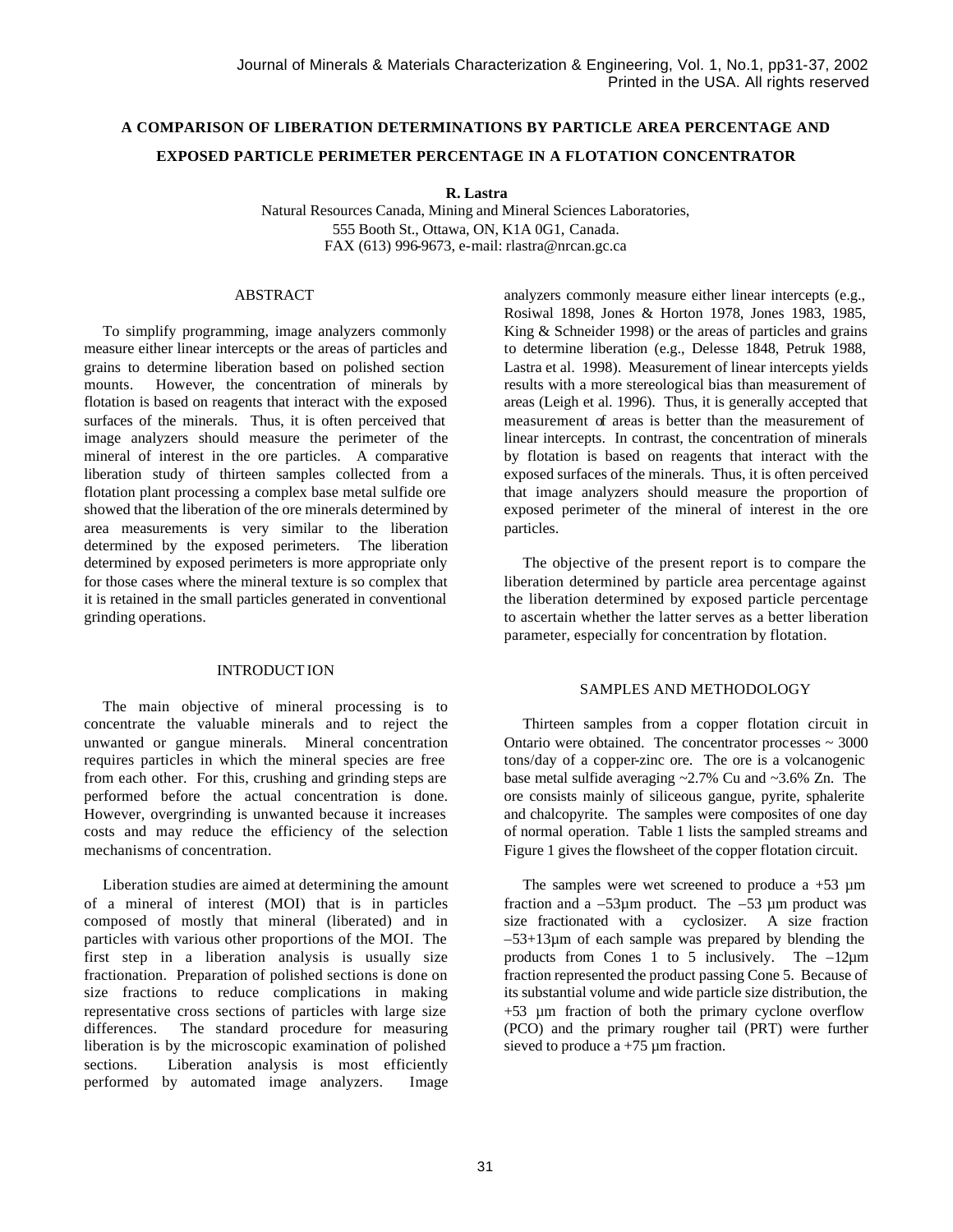# A COMPARISON OF LIBERATION DETERMINATIONS BY PARTICLE AREA PERCENTAGE AND EXPOSED PARTICLE PERIMETER PERCENTAGE IN A FLOTATION CONCENTRATOR

**R. Lastra**

Natural Resources Canada, Mining and Mineral Sciences Laboratories,
555 Booth St., Ottawa, ON, K1A 0G1, Canada.
FAX (613) 996-9673, e-mail: rlastra@nrcan.gc.ca

## ABSTRACT

To simplify programming, image analyzers commonly measure either linear intercepts or the areas of particles and grains to determine liberation based on polished section mounts. However, the concentration of minerals by flotation is based on reagents that interact with the exposed surfaces of the minerals. Thus, it is often perceived that image analyzers should measure the perimeter of the mineral of interest in the ore particles. A comparative liberation study of thirteen samples collected from a flotation plant processing a complex base metal sulfide ore showed that the liberation of the ore minerals determined by area measurements is very similar to the liberation determined by the exposed perimeters. The liberation determined by exposed perimeters is more appropriate only for those cases where the mineral texture is so complex that it is retained in the small particles generated in conventional grinding operations.

## INTRODUCTION

The main objective of mineral processing is to concentrate the valuable minerals and to reject the unwanted or gangue minerals. Mineral concentration requires particles in which the mineral species are free from each other. For this, crushing and grinding steps are performed before the actual concentration is done. However, overgrinding is unwanted because it increases costs and may reduce the efficiency of the selection mechanisms of concentration.

Liberation studies are aimed at determining the amount of a mineral of interest (MOI) that is in particles composed of mostly that mineral (liberated) and in particles with various other proportions of the MOI. The first step in a liberation analysis is usually size fractionation. Preparation of polished sections is done on size fractions to reduce complications in making representative cross sections of particles with large size differences. The standard procedure for measuring liberation is by the microscopic examination of polished sections. Liberation analysis is most efficiently performed by automated image analyzers. Image analyzers commonly measure either linear intercepts (e.g., Rosiwal 1898, Jones & Horton 1978, Jones 1983, 1985, King & Schneider 1998) or the areas of particles and grains to determine liberation (e.g., Delesse 1848, Petruk 1988, Lastra et al. 1998). Measurement of linear intercepts yields results with a more stereological bias than measurement of areas (Leigh et al. 1996). Thus, it is generally accepted that measurement of areas is better than the measurement of linear intercepts. In contrast, the concentration of minerals by flotation is based on reagents that interact with the exposed surfaces of the minerals. Thus, it is often perceived that image analyzers should measure the proportion of exposed perimeter of the mineral of interest in the ore particles.

The objective of the present report is to compare the liberation determined by particle area percentage against the liberation determined by exposed particle percentage to ascertain whether the latter serves as a better liberation parameter, especially for concentration by flotation.

## SAMPLES AND METHODOLOGY

Thirteen samples from a copper flotation circuit in Ontario were obtained. The concentrator processes ~ 3000 tons/day of a copper-zinc ore. The ore is a volcanogenic base metal sulfide averaging ~2.7% Cu and ~3.6% Zn. The ore consists mainly of siliceous gangue, pyrite, sphalerite and chalcopyrite. The samples were composites of one day of normal operation. Table 1 lists the sampled streams and Figure 1 gives the flowsheet of the copper flotation circuit.

The samples were wet screened to produce a +53 µm fraction and a –53µm product. The –53 µm product was size fractionated with a cyclosizer. A size fraction –53+13µm of each sample was prepared by blending the products from Cones 1 to 5 inclusively. The –12µm fraction represented the product passing Cone 5. Because of its substantial volume and wide particle size distribution, the +53 µm fraction of both the primary cyclone overflow (PCO) and the primary rougher tail (PRT) were further sieved to produce a +75 µm fraction.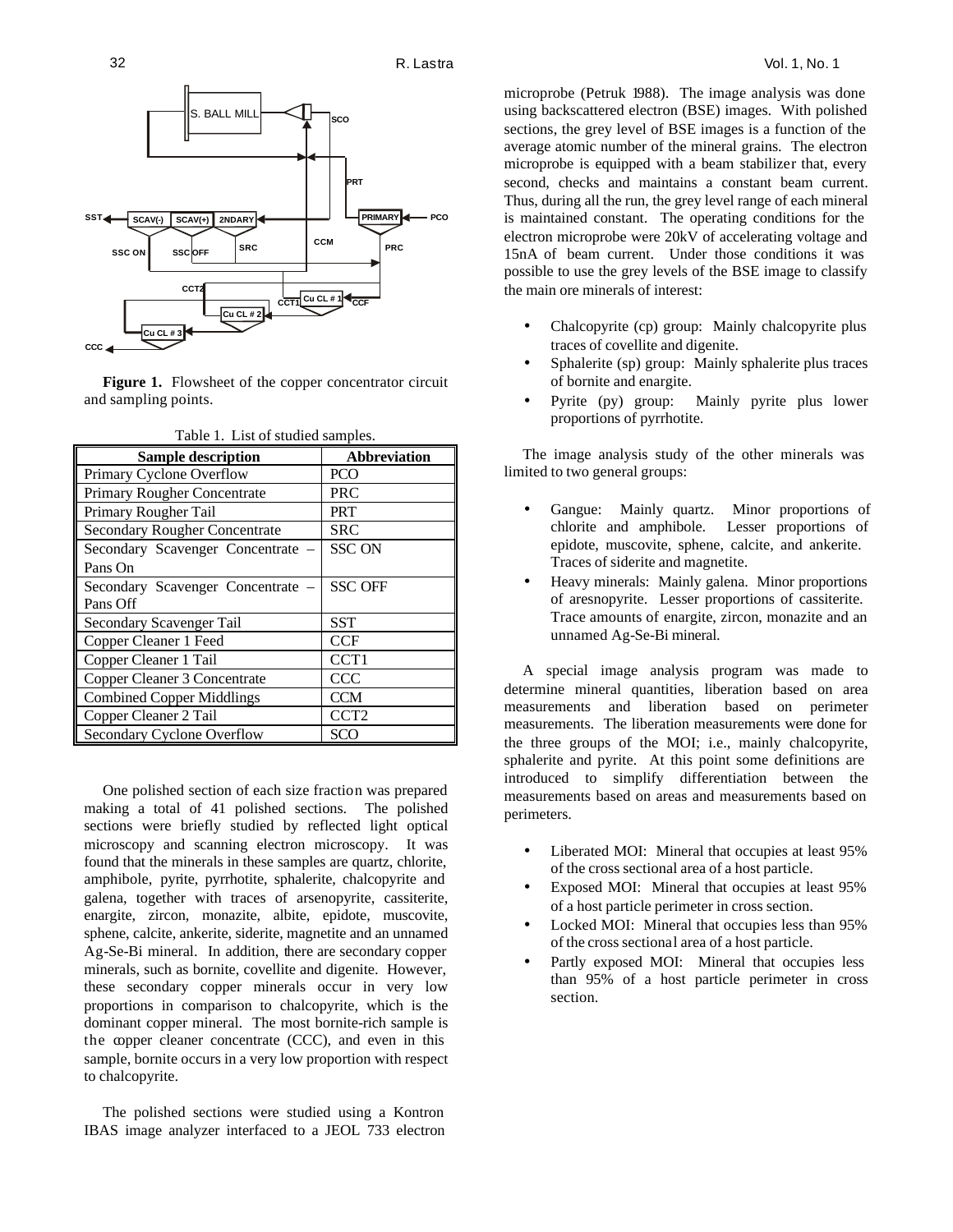**Figure 1.** Flowsheet of the copper concentrator circuit and sampling points.

Table 1. List of studied samples.

| Sample description | Abbreviation |
| --- | --- |
| Primary Cyclone Overflow | PCO |
| Primary Rougher Concentrate | PRC |
| Primary Rougher Tail | PRT |
| Secondary Rougher Concentrate | SRC |
| Secondary Scavenger Concentrate – Pans On | SSC ON |
| Secondary Scavenger Concentrate – Pans Off | SSC OFF |
| Secondary Scavenger Tail | SST |
| Copper Cleaner 1 Feed | CCF |
| Copper Cleaner 1 Tail | CCT1 |
| Copper Cleaner 3 Concentrate | CCC |
| Combined Copper Middlings | CCM |
| Copper Cleaner 2 Tail | CCT2 |
| Secondary Cyclone Overflow | SCO |

One polished section of each size fraction was prepared making a total of 41 polished sections. The polished sections were briefly studied by reflected light optical microscopy and scanning electron microscopy. It was found that the minerals in these samples are quartz, chlorite, amphibole, pyrite, pyrrhotite, sphalerite, chalcopyrite and galena, together with traces of arsenopyrite, cassiterite, enargite, zircon, monazite, albite, epidote, muscovite, sphene, calcite, ankerite, siderite, magnetite and an unnamed Ag-Se-Bi mineral. In addition, there are secondary copper minerals, such as bornite, covellite and digenite. However, these secondary copper minerals occur in very low proportions in comparison to chalcopyrite, which is the dominant copper mineral. The most bornite-rich sample is the copper cleaner concentrate (CCC), and even in this sample, bornite occurs in a very low proportion with respect to chalcopyrite.

The polished sections were studied using a Kontron IBAS image analyzer interfaced to a JEOL 733 electron microprobe (Petruk 1988). The image analysis was done using backscattered electron (BSE) images. With polished sections, the grey level of BSE images is a function of the average atomic number of the mineral grains. The electron microprobe is equipped with a beam stabilizer that, every second, checks and maintains a constant beam current. Thus, during all the run, the grey level range of each mineral is maintained constant. The operating conditions for the electron microprobe were 20kV of accelerating voltage and 15nA of beam current. Under those conditions it was possible to use the grey levels of the BSE image to classify the main ore minerals of interest:

- Chalcopyrite (cp) group: Mainly chalcopyrite plus traces of covellite and digenite.
- Sphalerite (sp) group: Mainly sphalerite plus traces of bornite and enargite.
- Pyrite (py) group: Mainly pyrite plus lower proportions of pyrrhotite.

The image analysis study of the other minerals was limited to two general groups:

- Gangue: Mainly quartz. Minor proportions of chlorite and amphibole. Lesser proportions of epidote, muscovite, sphene, calcite, and ankerite. Traces of siderite and magnetite.
- Heavy minerals: Mainly galena. Minor proportions of aresnopyrite. Lesser proportions of cassiterite. Trace amounts of enargite, zircon, monazite and an unnamed Ag-Se-Bi mineral.

A special image analysis program was made to determine mineral quantities, liberation based on area measurements and liberation based on perimeter measurements. The liberation measurements were done for the three groups of the MOI; i.e., mainly chalcopyrite, sphalerite and pyrite. At this point some definitions are introduced to simplify differentiation between the measurements based on areas and measurements based on perimeters.

- Liberated MOI: Mineral that occupies at least 95% of the cross sectional area of a host particle.
- Exposed MOI: Mineral that occupies at least 95% of a host particle perimeter in cross section.
- Locked MOI: Mineral that occupies less than 95% of the cross sectional area of a host particle.
- Partly exposed MOI: Mineral that occupies less than 95% of a host particle perimeter in cross section.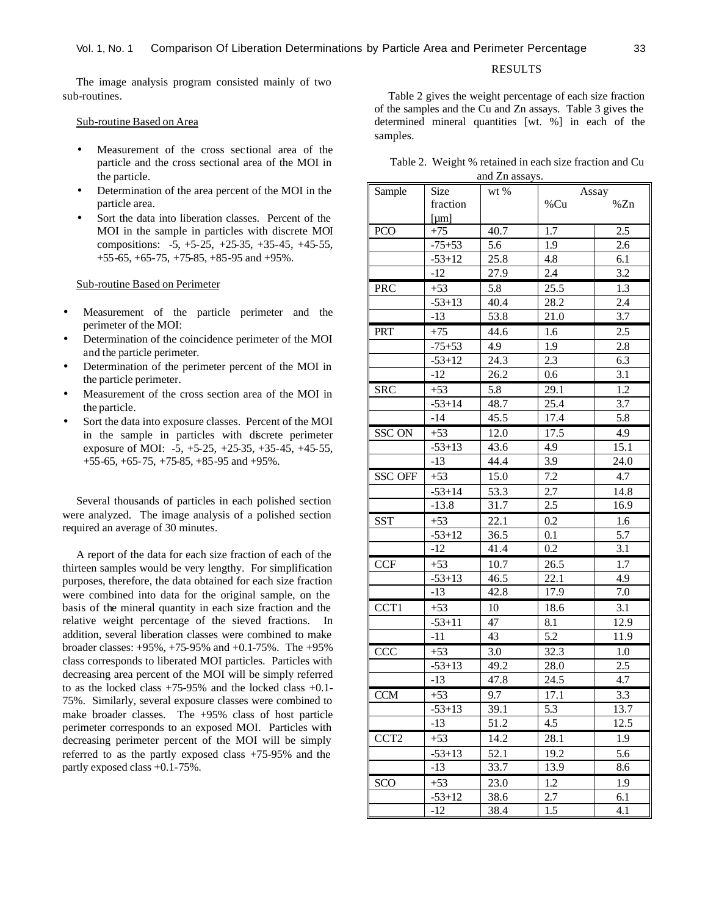The image analysis program consisted mainly of two sub-routines.

Sub-routine Based on Area

- Measurement of the cross sectional area of the particle and the cross sectional area of the MOI in the particle.
- Determination of the area percent of the MOI in the particle area.
- Sort the data into liberation classes. Percent of the MOI in the sample in particles with discrete MOI compositions: -5, +5-25, +25-35, +35-45, +45-55, +55-65, +65-75, +75-85, +85-95 and +95%.

Sub-routine Based on Perimeter

- Measurement of the particle perimeter and the perimeter of the MOI:
- Determination of the coincidence perimeter of the MOI and the particle perimeter.
- Determination of the perimeter percent of the MOI in the particle perimeter.
- Measurement of the cross section area of the MOI in the particle.
- Sort the data into exposure classes. Percent of the MOI in the sample in particles with discrete perimeter exposure of MOI: -5, +5-25, +25-35, +35-45, +45-55, +55-65, +65-75, +75-85, +85-95 and +95%.

Several thousands of particles in each polished section were analyzed. The image analysis of a polished section required an average of 30 minutes.

A report of the data for each size fraction of each of the thirteen samples would be very lengthy. For simplification purposes, therefore, the data obtained for each size fraction were combined into data for the original sample, on the basis of the mineral quantity in each size fraction and the relative weight percentage of the sieved fractions. In addition, several liberation classes were combined to make broader classes: +95%, +75-95% and +0.1-75%. The +95% class corresponds to liberated MOI particles. Particles with decreasing area percent of the MOI will be simply referred to as the locked class +75-95% and the locked class +0.1-75%. Similarly, several exposure classes were combined to make broader classes. The +95% class of host particle perimeter corresponds to an exposed MOI. Particles with decreasing perimeter percent of the MOI will be simply referred to as the partly exposed class +75-95% and the partly exposed class +0.1-75%.

## RESULTS

Table 2 gives the weight percentage of each size fraction of the samples and the Cu and Zn assays. Table 3 gives the determined mineral quantities [wt. %] in each of the samples.

Table 2. Weight % retained in each size fraction and Cu and Zn assays.

| Sample | Size fraction [μm] | wt % | Assay | |
|---|---|---|---|---|
| | | | %Cu | %Zn |
| PCO | +75 | 40.7 | 1.7 | 2.5 |
| | -75+53 | 5.6 | 1.9 | 2.6 |
| | -53+12 | 25.8 | 4.8 | 6.1 |
| | -12 | 27.9 | 2.4 | 3.2 |
| PRC | +53 | 5.8 | 25.5 | 1.3 |
| | -53+13 | 40.4 | 28.2 | 2.4 |
| | -13 | 53.8 | 21.0 | 3.7 |
| PRT | +75 | 44.6 | 1.6 | 2.5 |
| | -75+53 | 4.9 | 1.9 | 2.8 |
| | -53+12 | 24.3 | 2.3 | 6.3 |
| | -12 | 26.2 | 0.6 | 3.1 |
| SRC | +53 | 5.8 | 29.1 | 1.2 |
| | -53+14 | 48.7 | 25.4 | 3.7 |
| | -14 | 45.5 | 17.4 | 5.8 |
| SSC ON | +53 | 12.0 | 17.5 | 4.9 |
| | -53+13 | 43.6 | 4.9 | 15.1 |
| | -13 | 44.4 | 3.9 | 24.0 |
| SSC OFF | +53 | 15.0 | 7.2 | 4.7 |
| | -53+14 | 53.3 | 2.7 | 14.8 |
| | -13.8 | 31.7 | 2.5 | 16.9 |
| SST | +53 | 22.1 | 0.2 | 1.6 |
| | -53+12 | 36.5 | 0.1 | 5.7 |
| | -12 | 41.4 | 0.2 | 3.1 |
| CCF | +53 | 10.7 | 26.5 | 1.7 |
| | -53+13 | 46.5 | 22.1 | 4.9 |
| | -13 | 42.8 | 17.9 | 7.0 |
| CCT1 | +53 | 10 | 18.6 | 3.1 |
| | -53+11 | 47 | 8.1 | 12.9 |
| | -11 | 43 | 5.2 | 11.9 |
| CCC | +53 | 3.0 | 32.3 | 1.0 |
| | -53+13 | 49.2 | 28.0 | 2.5 |
| | -13 | 47.8 | 24.5 | 4.7 |
| CCM | +53 | 9.7 | 17.1 | 3.3 |
| | -53+13 | 39.1 | 5.3 | 13.7 |
| | -13 | 51.2 | 4.5 | 12.5 |
| CCT2 | +53 | 14.2 | 28.1 | 1.9 |
| | -53+13 | 52.1 | 19.2 | 5.6 |
| | -13 | 33.7 | 13.9 | 8.6 |
| SCO | +53 | 23.0 | 1.2 | 1.9 |
| | -53+12 | 38.6 | 2.7 | 6.1 |
| | -12 | 38.4 | 1.5 | 4.1 |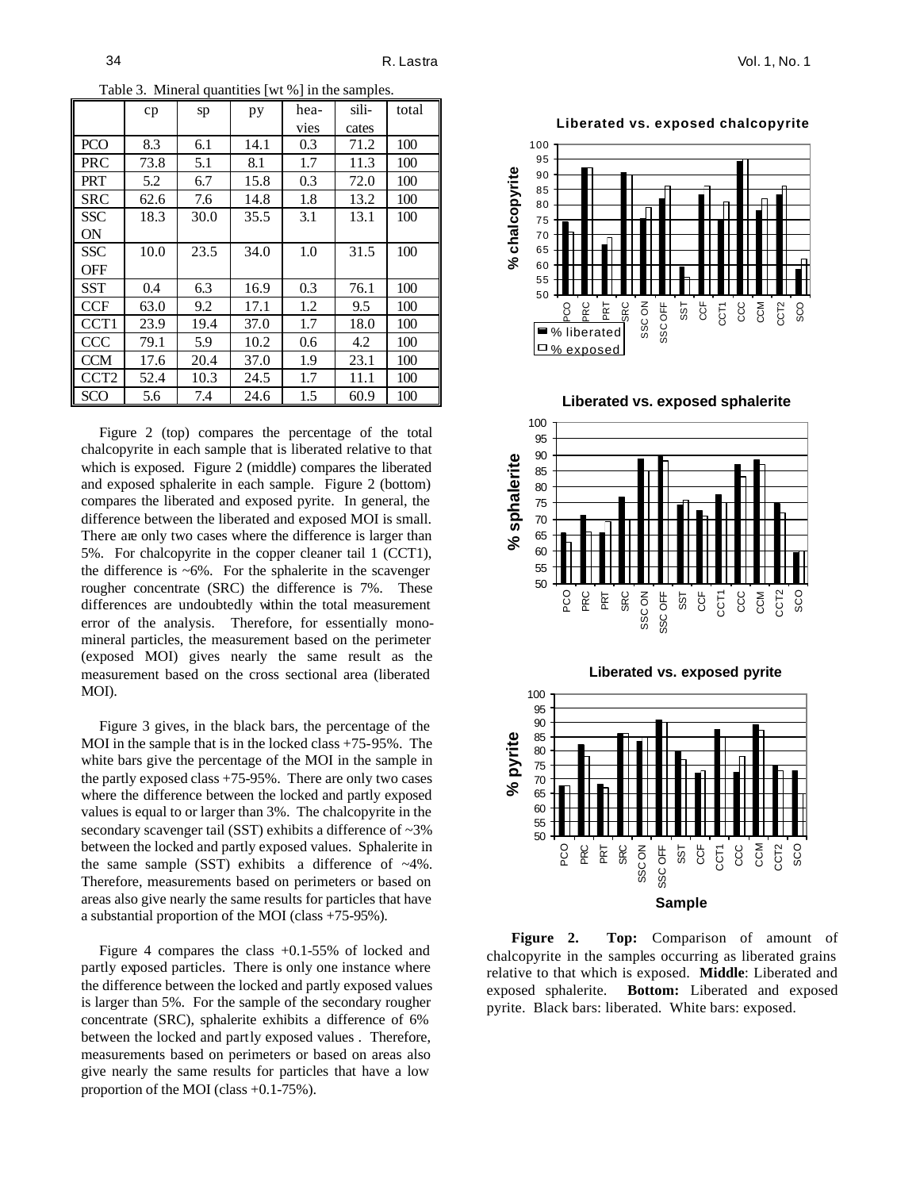Table 3. Mineral quantities [wt %] in the samples.

| | cp | sp | py | hea-vies | sili-cates | total |
|---|---|---|---|---|---|---|
| PCO | 8.3 | 6.1 | 14.1 | 0.3 | 71.2 | 100 |
| PRC | 73.8 | 5.1 | 8.1 | 1.7 | 11.3 | 100 |
| PRT | 5.2 | 6.7 | 15.8 | 0.3 | 72.0 | 100 |
| SRC | 62.6 | 7.6 | 14.8 | 1.8 | 13.2 | 100 |
| SSC ON | 18.3 | 30.0 | 35.5 | 3.1 | 13.1 | 100 |
| SSC OFF | 10.0 | 23.5 | 34.0 | 1.0 | 31.5 | 100 |
| SST | 0.4 | 6.3 | 16.9 | 0.3 | 76.1 | 100 |
| CCF | 63.0 | 9.2 | 17.1 | 1.2 | 9.5 | 100 |
| CCT1 | 23.9 | 19.4 | 37.0 | 1.7 | 18.0 | 100 |
| CCC | 79.1 | 5.9 | 10.2 | 0.6 | 4.2 | 100 |
| CCM | 17.6 | 20.4 | 37.0 | 1.9 | 23.1 | 100 |
| CCT2 | 52.4 | 10.3 | 24.5 | 1.7 | 11.1 | 100 |
| SCO | 5.6 | 7.4 | 24.6 | 1.5 | 60.9 | 100 |

Figure 2 (top) compares the percentage of the total chalcopyrite in each sample that is liberated relative to that which is exposed. Figure 2 (middle) compares the liberated and exposed sphalerite in each sample. Figure 2 (bottom) compares the liberated and exposed pyrite. In general, the difference between the liberated and exposed MOI is small. There are only two cases where the difference is larger than 5%. For chalcopyrite in the copper cleaner tail 1 (CCT1), the difference is ~6%. For the sphalerite in the scavenger rougher concentrate (SRC) the difference is 7%. These differences are undoubtedly within the total measurement error of the analysis. Therefore, for essentially mono-mineral particles, the measurement based on the perimeter (exposed MOI) gives nearly the same result as the measurement based on the cross sectional area (liberated MOI).

Figure 3 gives, in the black bars, the percentage of the MOI in the sample that is in the locked class +75-95%. The white bars give the percentage of the MOI in the sample in the partly exposed class +75-95%. There are only two cases where the difference between the locked and partly exposed values is equal to or larger than 3%. The chalcopyrite in the secondary scavenger tail (SST) exhibits a difference of ~3% between the locked and partly exposed values. Sphalerite in the same sample (SST) exhibits a difference of ~4%. Therefore, measurements based on perimeters or based on areas also give nearly the same results for particles that have a substantial proportion of the MOI (class +75-95%).

Figure 4 compares the class +0.1-55% of locked and partly exposed particles. There is only one instance where the difference between the locked and partly exposed values is larger than 5%. For the sample of the secondary rougher concentrate (SRC), sphalerite exhibits a difference of 6% between the locked and partly exposed values . Therefore, measurements based on perimeters or based on areas also give nearly the same results for particles that have a low proportion of the MOI (class +0.1-75%).

**Figure 2. Top:** Comparison of amount of chalcopyrite in the samples occurring as liberated grains relative to that which is exposed. **Middle**: Liberated and exposed sphalerite. **Bottom:** Liberated and exposed pyrite. Black bars: liberated. White bars: exposed.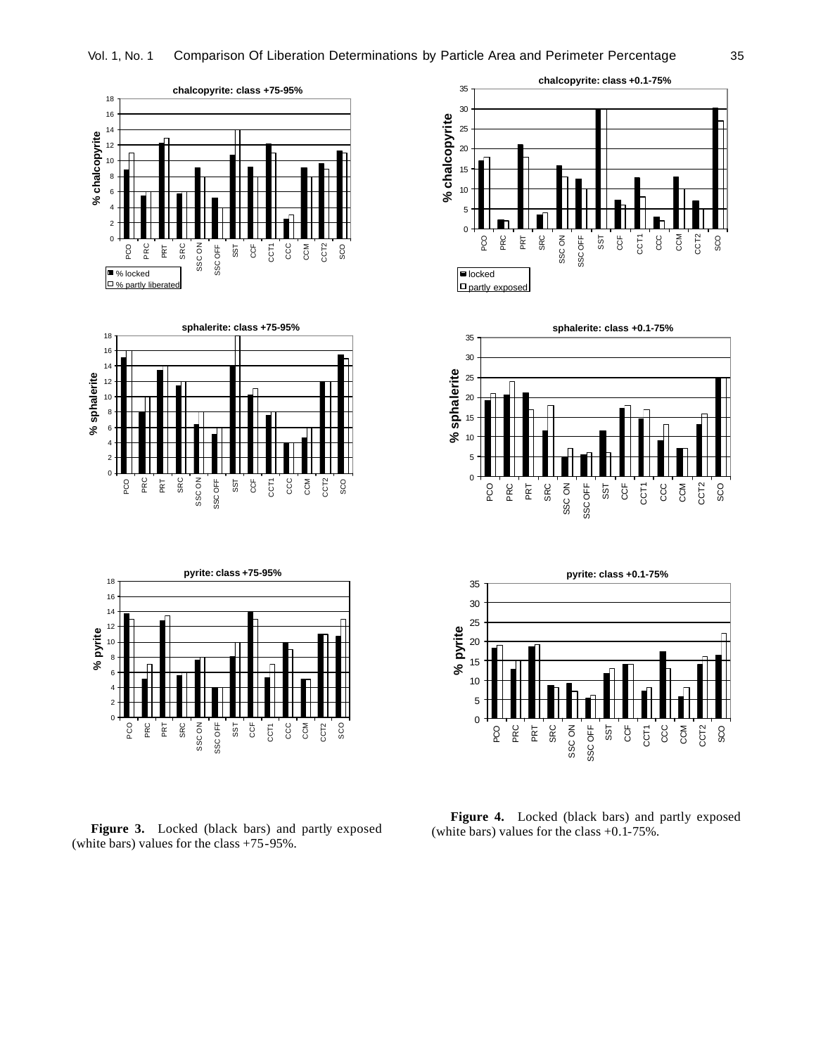**Figure 3.** Locked (black bars) and partly exposed (white bars) values for the class +75-95%.

**Figure 4.** Locked (black bars) and partly exposed (white bars) values for the class +0.1-75%.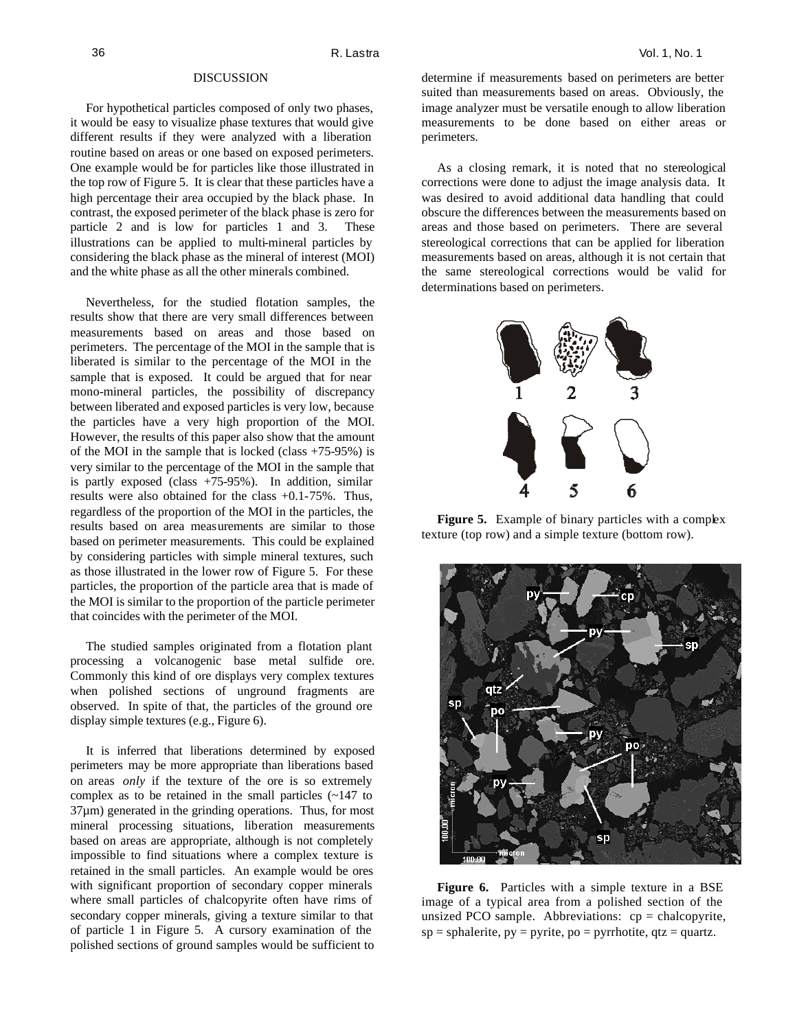## DISCUSSION

For hypothetical particles composed of only two phases, it would be easy to visualize phase textures that would give different results if they were analyzed with a liberation routine based on areas or one based on exposed perimeters. One example would be for particles like those illustrated in the top row of Figure 5. It is clear that these particles have a high percentage their area occupied by the black phase. In contrast, the exposed perimeter of the black phase is zero for particle 2 and is low for particles 1 and 3. These illustrations can be applied to multi-mineral particles by considering the black phase as the mineral of interest (MOI) and the white phase as all the other minerals combined.

Nevertheless, for the studied flotation samples, the results show that there are very small differences between measurements based on areas and those based on perimeters. The percentage of the MOI in the sample that is liberated is similar to the percentage of the MOI in the sample that is exposed. It could be argued that for near mono-mineral particles, the possibility of discrepancy between liberated and exposed particles is very low, because the particles have a very high proportion of the MOI. However, the results of this paper also show that the amount of the MOI in the sample that is locked (class +75-95%) is very similar to the percentage of the MOI in the sample that is partly exposed (class +75-95%). In addition, similar results were also obtained for the class +0.1-75%. Thus, regardless of the proportion of the MOI in the particles, the results based on area measurements are similar to those based on perimeter measurements. This could be explained by considering particles with simple mineral textures, such as those illustrated in the lower row of Figure 5. For these particles, the proportion of the particle area that is made of the MOI is similar to the proportion of the particle perimeter that coincides with the perimeter of the MOI.

The studied samples originated from a flotation plant processing a volcanogenic base metal sulfide ore. Commonly this kind of ore displays very complex textures when polished sections of unground fragments are observed. In spite of that, the particles of the ground ore display simple textures (e.g., Figure 6).

It is inferred that liberations determined by exposed perimeters may be more appropriate than liberations based on areas *only* if the texture of the ore is so extremely complex as to be retained in the small particles (~147 to 37μm) generated in the grinding operations. Thus, for most mineral processing situations, liberation measurements based on areas are appropriate, although is not completely impossible to find situations where a complex texture is retained in the small particles. An example would be ores with significant proportion of secondary copper minerals where small particles of chalcopyrite often have rims of secondary copper minerals, giving a texture similar to that of particle 1 in Figure 5. A cursory examination of the polished sections of ground samples would be sufficient to determine if measurements based on perimeters are better suited than measurements based on areas. Obviously, the image analyzer must be versatile enough to allow liberation measurements to be done based on either areas or perimeters.

As a closing remark, it is noted that no stereological corrections were done to adjust the image analysis data. It was desired to avoid additional data handling that could obscure the differences between the measurements based on areas and those based on perimeters. There are several stereological corrections that can be applied for liberation measurements based on areas, although it is not certain that the same stereological corrections would be valid for determinations based on perimeters.

**Figure 5.** Example of binary particles with a complex texture (top row) and a simple texture (bottom row).

**Figure 6.** Particles with a simple texture in a BSE image of a typical area from a polished section of the unsized PCO sample. Abbreviations: cp = chalcopyrite, sp = sphalerite, py = pyrite, po = pyrrhotite, qtz = quartz.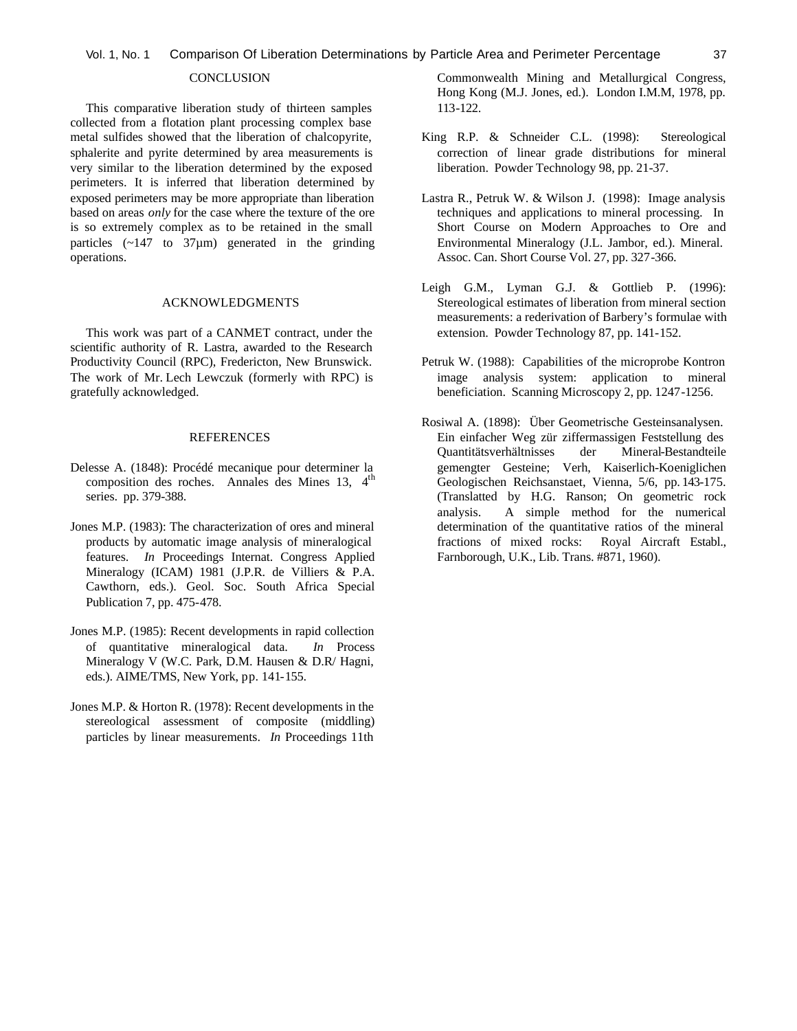## CONCLUSION

This comparative liberation study of thirteen samples collected from a flotation plant processing complex base metal sulfides showed that the liberation of chalcopyrite, sphalerite and pyrite determined by area measurements is very similar to the liberation determined by the exposed perimeters. It is inferred that liberation determined by exposed perimeters may be more appropriate than liberation based on areas *only* for the case where the texture of the ore is so extremely complex as to be retained in the small particles (~147 to 37µm) generated in the grinding operations.

## ACKNOWLEDGMENTS

This work was part of a CANMET contract, under the scientific authority of R. Lastra, awarded to the Research Productivity Council (RPC), Fredericton, New Brunswick. The work of Mr. Lech Lewczuk (formerly with RPC) is gratefully acknowledged.

## REFERENCES

Delesse A. (1848): Procédé mecanique pour determiner la composition des roches. Annales des Mines 13, 4th series. pp. 379-388.

Jones M.P. (1983): The characterization of ores and mineral products by automatic image analysis of mineralogical features. *In* Proceedings Internat. Congress Applied Mineralogy (ICAM) 1981 (J.P.R. de Villiers & P.A. Cawthorn, eds.). Geol. Soc. South Africa Special Publication 7, pp. 475-478.

Jones M.P. (1985): Recent developments in rapid collection of quantitative mineralogical data. *In* Process Mineralogy V (W.C. Park, D.M. Hausen & D.R/ Hagni, eds.). AIME/TMS, New York, pp. 141-155.

Jones M.P. & Horton R. (1978): Recent developments in the stereological assessment of composite (middling) particles by linear measurements. *In* Proceedings 11th Commonwealth Mining and Metallurgical Congress, Hong Kong (M.J. Jones, ed.). London I.M.M, 1978, pp. 113-122.

King R.P. & Schneider C.L. (1998): Stereological correction of linear grade distributions for mineral liberation. Powder Technology 98, pp. 21-37.

Lastra R., Petruk W. & Wilson J. (1998): Image analysis techniques and applications to mineral processing. In Short Course on Modern Approaches to Ore and Environmental Mineralogy (J.L. Jambor, ed.). Mineral. Assoc. Can. Short Course Vol. 27, pp. 327-366.

Leigh G.M., Lyman G.J. & Gottlieb P. (1996): Stereological estimates of liberation from mineral section measurements: a rederivation of Barbery's formulae with extension. Powder Technology 87, pp. 141-152.

Petruk W. (1988): Capabilities of the microprobe Kontron image analysis system: application to mineral beneficiation. Scanning Microscopy 2, pp. 1247-1256.

Rosiwal A. (1898): Über Geometrische Gesteinsanalysen. Ein einfacher Weg zür ziffermassigen Feststellung des Quantitätsverhältnisses der Mineral-Bestandteile gemengter Gesteine; Verh, Kaiserlich-Koeniglichen Geologischen Reichsanstaet, Vienna, 5/6, pp. 143-175. (Translatted by H.G. Ranson; On geometric rock analysis. A simple method for the numerical determination of the quantitative ratios of the mineral fractions of mixed rocks: Royal Aircraft Establ., Farnborough, U.K., Lib. Trans. #871, 1960).